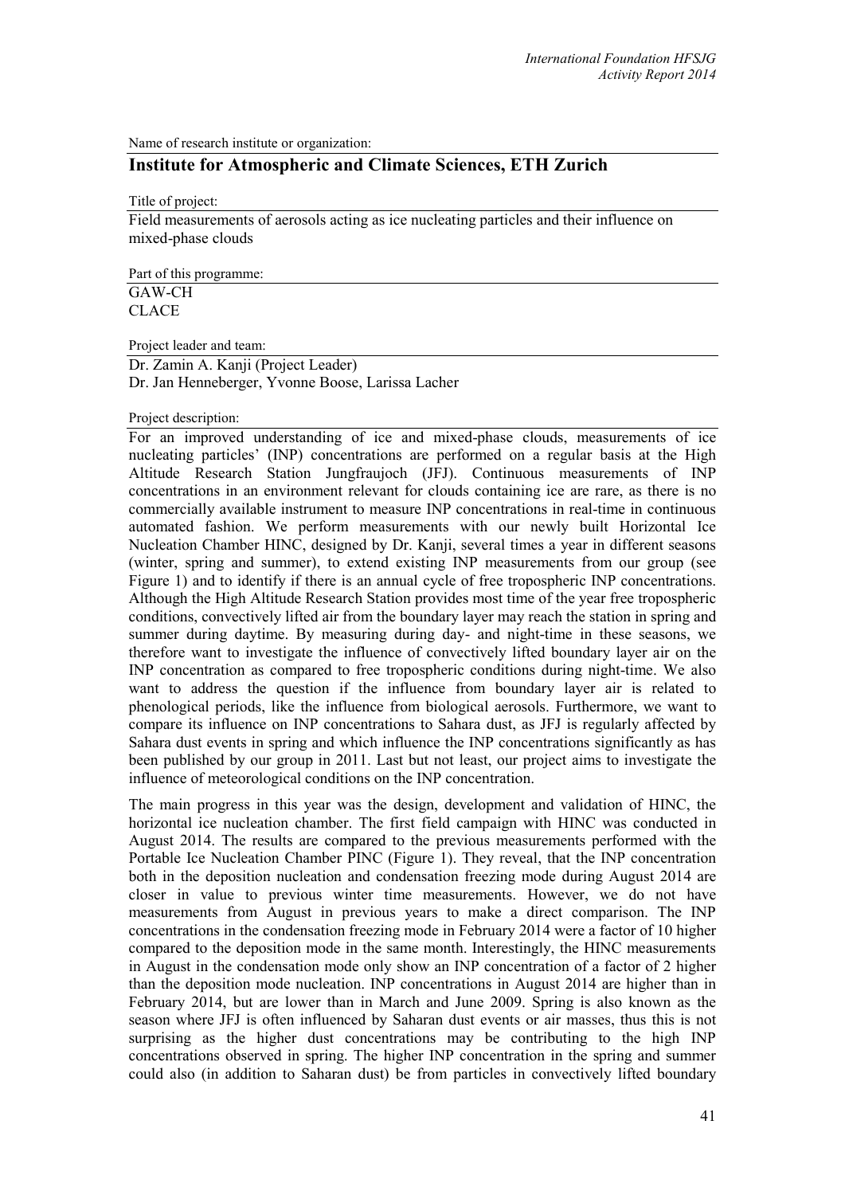Name of research institute or organization:

## Institute for Atmospheric and Climate Sciences, ETH Zurich

Title of project:

Field measurements of aerosols acting as ice nucleating particles and their influence on mixed-phase clouds

Part of this programme:

GAW-CH
CLACE

Project leader and team:

Dr. Zamin A. Kanji (Project Leader)
Dr. Jan Henneberger, Yvonne Boose, Larissa Lacher

Project description:

For an improved understanding of ice and mixed-phase clouds, measurements of ice nucleating particles' (INP) concentrations are performed on a regular basis at the High Altitude Research Station Jungfraujoch (JFJ). Continuous measurements of INP concentrations in an environment relevant for clouds containing ice are rare, as there is no commercially available instrument to measure INP concentrations in real-time in continuous automated fashion. We perform measurements with our newly built Horizontal Ice Nucleation Chamber HINC, designed by Dr. Kanji, several times a year in different seasons (winter, spring and summer), to extend existing INP measurements from our group (see Figure 1) and to identify if there is an annual cycle of free tropospheric INP concentrations. Although the High Altitude Research Station provides most time of the year free tropospheric conditions, convectively lifted air from the boundary layer may reach the station in spring and summer during daytime. By measuring during day- and night-time in these seasons, we therefore want to investigate the influence of convectively lifted boundary layer air on the INP concentration as compared to free tropospheric conditions during night-time. We also want to address the question if the influence from boundary layer air is related to phenological periods, like the influence from biological aerosols. Furthermore, we want to compare its influence on INP concentrations to Sahara dust, as JFJ is regularly affected by Sahara dust events in spring and which influence the INP concentrations significantly as has been published by our group in 2011. Last but not least, our project aims to investigate the influence of meteorological conditions on the INP concentration.

The main progress in this year was the design, development and validation of HINC, the horizontal ice nucleation chamber. The first field campaign with HINC was conducted in August 2014. The results are compared to the previous measurements performed with the Portable Ice Nucleation Chamber PINC (Figure 1). They reveal, that the INP concentration both in the deposition nucleation and condensation freezing mode during August 2014 are closer in value to previous winter time measurements. However, we do not have measurements from August in previous years to make a direct comparison. The INP concentrations in the condensation freezing mode in February 2014 were a factor of 10 higher compared to the deposition mode in the same month. Interestingly, the HINC measurements in August in the condensation mode only show an INP concentration of a factor of 2 higher than the deposition mode nucleation. INP concentrations in August 2014 are higher than in February 2014, but are lower than in March and June 2009. Spring is also known as the season where JFJ is often influenced by Saharan dust events or air masses, thus this is not surprising as the higher dust concentrations may be contributing to the high INP concentrations observed in spring. The higher INP concentration in the spring and summer could also (in addition to Saharan dust) be from particles in convectively lifted boundary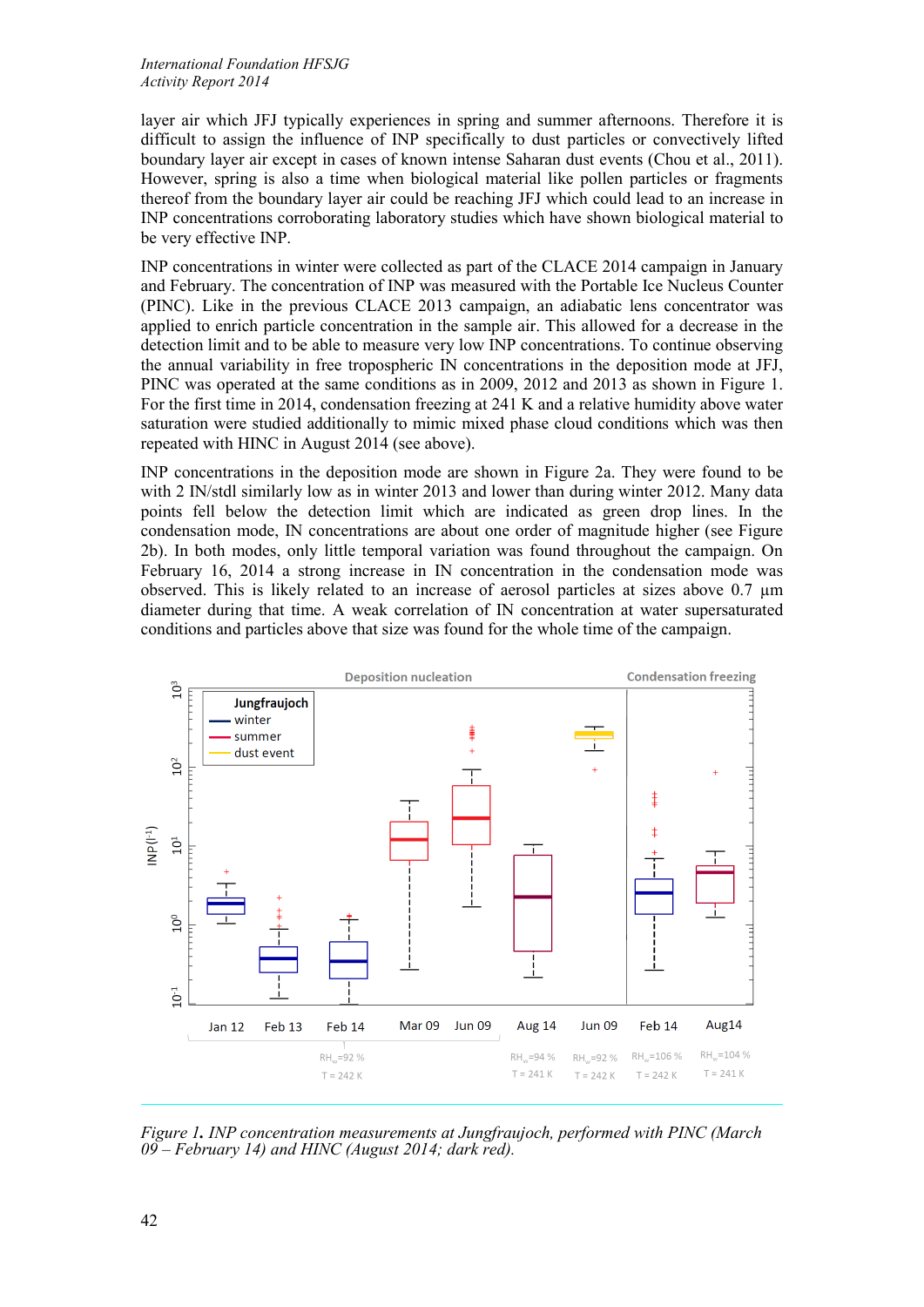layer air which JFJ typically experiences in spring and summer afternoons. Therefore it is difficult to assign the influence of INP specifically to dust particles or convectively lifted boundary layer air except in cases of known intense Saharan dust events (Chou et al., 2011). However, spring is also a time when biological material like pollen particles or fragments thereof from the boundary layer air could be reaching JFJ which could lead to an increase in INP concentrations corroborating laboratory studies which have shown biological material to be very effective INP.

INP concentrations in winter were collected as part of the CLACE 2014 campaign in January and February. The concentration of INP was measured with the Portable Ice Nucleus Counter (PINC). Like in the previous CLACE 2013 campaign, an adiabatic lens concentrator was applied to enrich particle concentration in the sample air. This allowed for a decrease in the detection limit and to be able to measure very low INP concentrations. To continue observing the annual variability in free tropospheric IN concentrations in the deposition mode at JFJ, PINC was operated at the same conditions as in 2009, 2012 and 2013 as shown in Figure 1. For the first time in 2014, condensation freezing at 241 K and a relative humidity above water saturation were studied additionally to mimic mixed phase cloud conditions which was then repeated with HINC in August 2014 (see above).

INP concentrations in the deposition mode are shown in Figure 2a. They were found to be with 2 IN/stdl similarly low as in winter 2013 and lower than during winter 2012. Many data points fell below the detection limit which are indicated as green drop lines. In the condensation mode, IN concentrations are about one order of magnitude higher (see Figure 2b). In both modes, only little temporal variation was found throughout the campaign. On February 16, 2014 a strong increase in IN concentration in the condensation mode was observed. This is likely related to an increase of aerosol particles at sizes above 0.7 µm diameter during that time. A weak correlation of IN concentration at water supersaturated conditions and particles above that size was found for the whole time of the campaign.

*Figure 1. INP concentration measurements at Jungfraujoch, performed with PINC (March 09 – February 14) and HINC (August 2014; dark red).*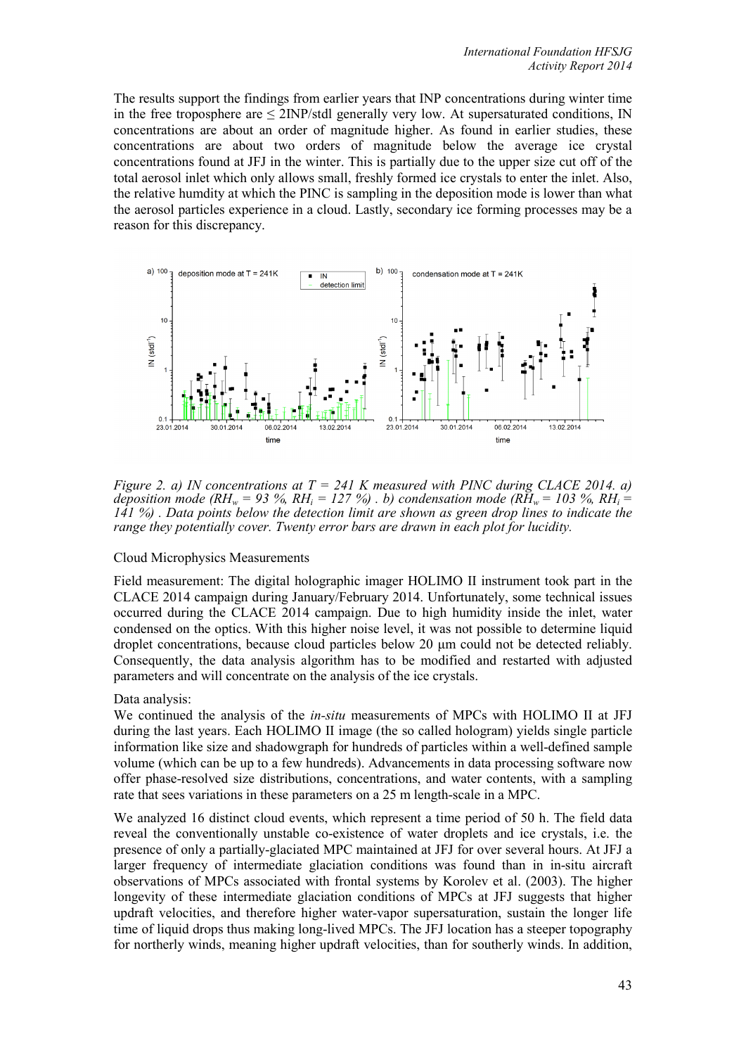The results support the findings from earlier years that INP concentrations during winter time in the free troposphere are ≤ 2INP/stdl generally very low. At supersaturated conditions, IN concentrations are about an order of magnitude higher. As found in earlier studies, these concentrations are about two orders of magnitude below the average ice crystal concentrations found at JFJ in the winter. This is partially due to the upper size cut off of the total aerosol inlet which only allows small, freshly formed ice crystals to enter the inlet. Also, the relative humdity at which the PINC is sampling in the deposition mode is lower than what the aerosol particles experience in a cloud. Lastly, secondary ice forming processes may be a reason for this discrepancy.

*Figure 2. a) IN concentrations at T = 241 K measured with PINC during CLACE 2014. a) deposition mode ($RH_w$ = 93 %, $RH_i$ = 127 %) . b) condensation mode ($RH_w$ = 103 %, $RH_i$ = 141 %) . Data points below the detection limit are shown as green drop lines to indicate the range they potentially cover. Twenty error bars are drawn in each plot for lucidity.*

Cloud Microphysics Measurements

Field measurement: The digital holographic imager HOLIMO II instrument took part in the CLACE 2014 campaign during January/February 2014. Unfortunately, some technical issues occurred during the CLACE 2014 campaign. Due to high humidity inside the inlet, water condensed on the optics. With this higher noise level, it was not possible to determine liquid droplet concentrations, because cloud particles below 20 µm could not be detected reliably. Consequently, the data analysis algorithm has to be modified and restarted with adjusted parameters and will concentrate on the analysis of the ice crystals.

Data analysis:
We continued the analysis of the *in-situ* measurements of MPCs with HOLIMO II at JFJ during the last years. Each HOLIMO II image (the so called hologram) yields single particle information like size and shadowgraph for hundreds of particles within a well-defined sample volume (which can be up to a few hundreds). Advancements in data processing software now offer phase-resolved size distributions, concentrations, and water contents, with a sampling rate that sees variations in these parameters on a 25 m length-scale in a MPC.

We analyzed 16 distinct cloud events, which represent a time period of 50 h. The field data reveal the conventionally unstable co-existence of water droplets and ice crystals, i.e. the presence of only a partially-glaciated MPC maintained at JFJ for over several hours. At JFJ a larger frequency of intermediate glaciation conditions was found than in in-situ aircraft observations of MPCs associated with frontal systems by Korolev et al. (2003). The higher longevity of these intermediate glaciation conditions of MPCs at JFJ suggests that higher updraft velocities, and therefore higher water-vapor supersaturation, sustain the longer life time of liquid drops thus making long-lived MPCs. The JFJ location has a steeper topography for northerly winds, meaning higher updraft velocities, than for southerly winds. In addition,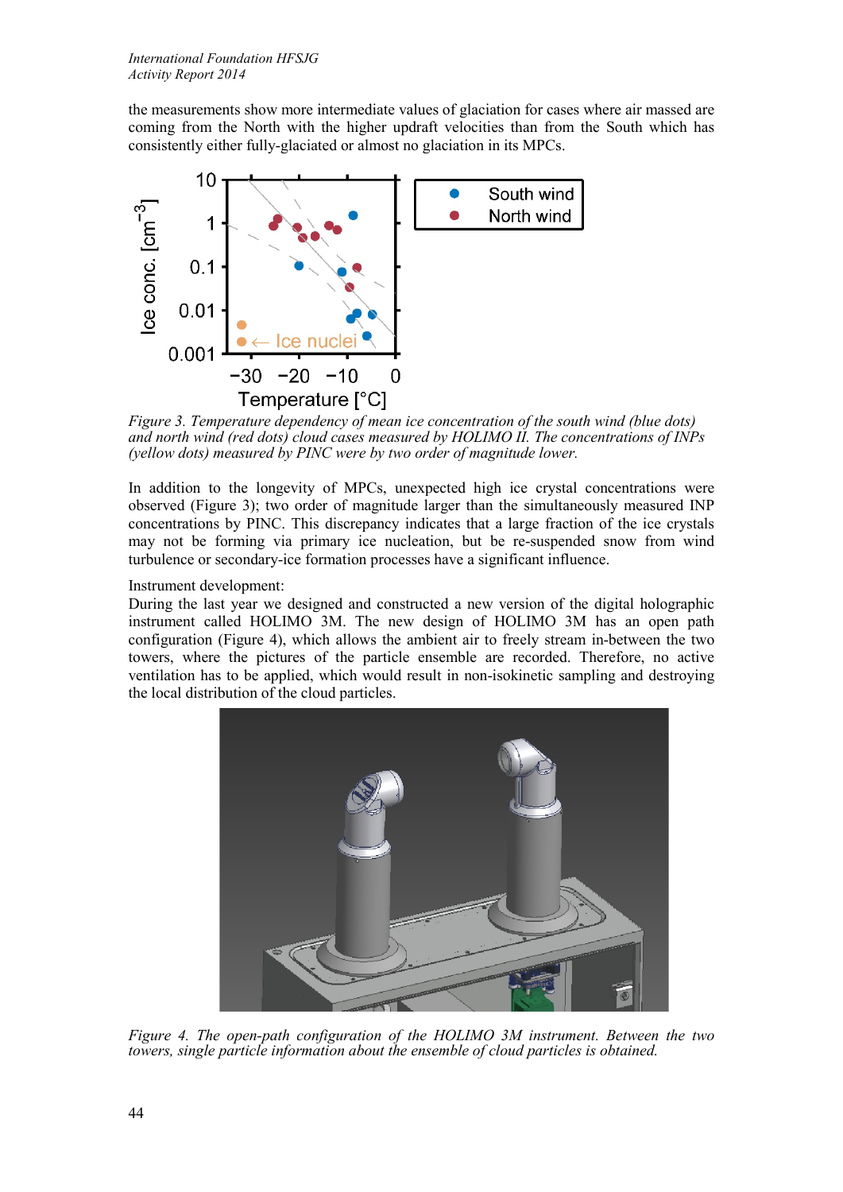the measurements show more intermediate values of glaciation for cases where air massed are coming from the North with the higher updraft velocities than from the South which has consistently either fully-glaciated or almost no glaciation in its MPCs.

*Figure 3. Temperature dependency of mean ice concentration of the south wind (blue dots) and north wind (red dots) cloud cases measured by HOLIMO II. The concentrations of INPs (yellow dots) measured by PINC were by two order of magnitude lower.*

In addition to the longevity of MPCs, unexpected high ice crystal concentrations were observed (Figure 3); two order of magnitude larger than the simultaneously measured INP concentrations by PINC. This discrepancy indicates that a large fraction of the ice crystals may not be forming via primary ice nucleation, but be re-suspended snow from wind turbulence or secondary-ice formation processes have a significant influence.

Instrument development:
During the last year we designed and constructed a new version of the digital holographic instrument called HOLIMO 3M. The new design of HOLIMO 3M has an open path configuration (Figure 4), which allows the ambient air to freely stream in-between the two towers, where the pictures of the particle ensemble are recorded. Therefore, no active ventilation has to be applied, which would result in non-isokinetic sampling and destroying the local distribution of the cloud particles.

*Figure 4. The open-path configuration of the HOLIMO 3M instrument. Between the two towers, single particle information about the ensemble of cloud particles is obtained.*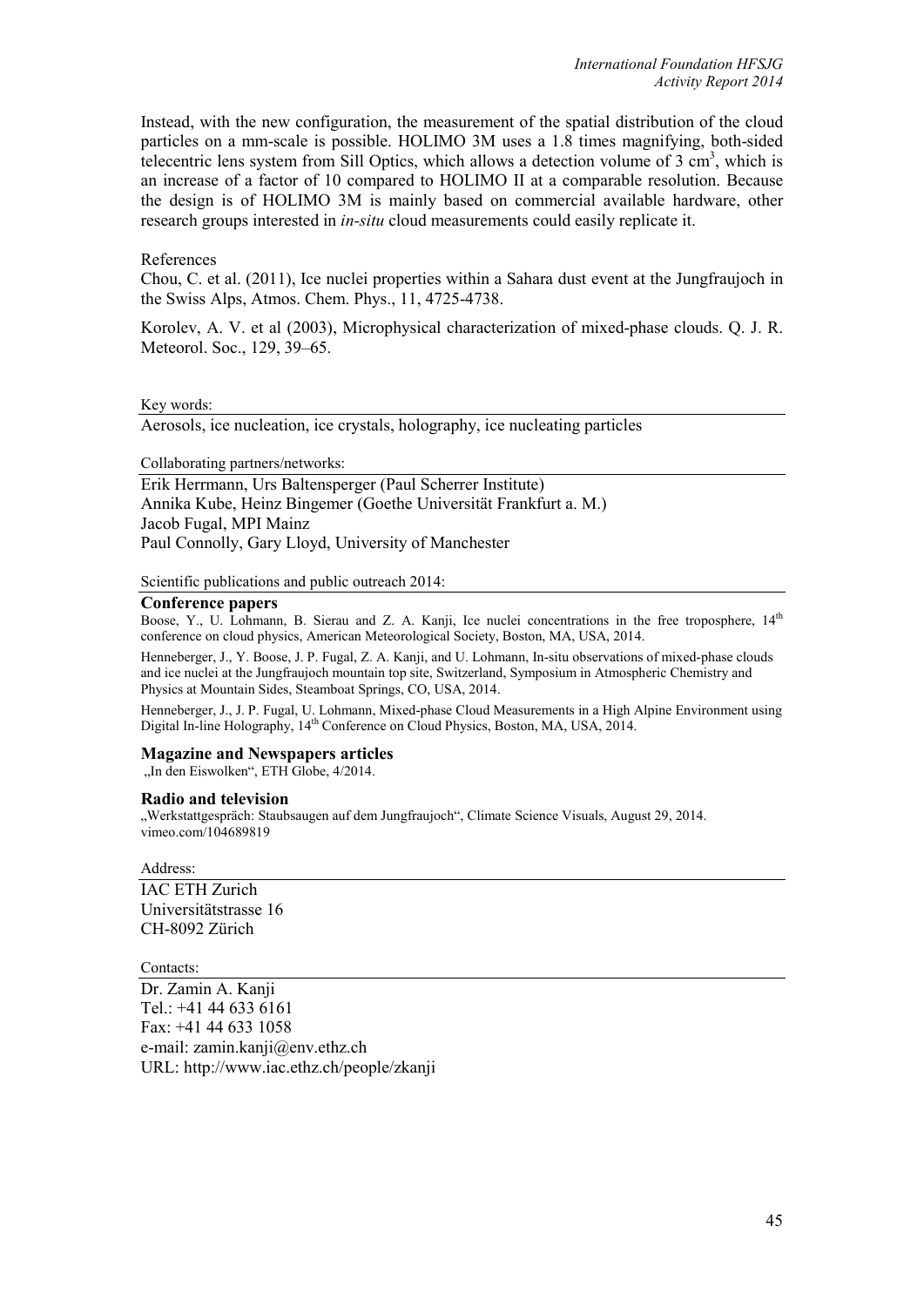Instead, with the new configuration, the measurement of the spatial distribution of the cloud particles on a mm-scale is possible. HOLIMO 3M uses a 1.8 times magnifying, both-sided telecentric lens system from Sill Optics, which allows a detection volume of 3 $cm^3$, which is an increase of a factor of 10 compared to HOLIMO II at a comparable resolution. Because the design is of HOLIMO 3M is mainly based on commercial available hardware, other research groups interested in *in-situ* cloud measurements could easily replicate it.

References

Chou, C. et al. (2011), Ice nuclei properties within a Sahara dust event at the Jungfraujoch in the Swiss Alps, Atmos. Chem. Phys., 11, 4725-4738.

Korolev, A. V. et al (2003), Microphysical characterization of mixed-phase clouds. Q. J. R. Meteorol. Soc., 129, 39–65.

Key words:

Aerosols, ice nucleation, ice crystals, holography, ice nucleating particles

Collaborating partners/networks:

Erik Herrmann, Urs Baltensperger (Paul Scherrer Institute)
Annika Kube, Heinz Bingemer (Goethe Universität Frankfurt a. M.)
Jacob Fugal, MPI Mainz
Paul Connolly, Gary Lloyd, University of Manchester

Scientific publications and public outreach 2014:

**Conference papers**

Boose, Y., U. Lohmann, B. Sierau and Z. A. Kanji, Ice nuclei concentrations in the free troposphere, 14th conference on cloud physics, American Meteorological Society, Boston, MA, USA, 2014.

Henneberger, J., Y. Boose, J. P. Fugal, Z. A. Kanji, and U. Lohmann, In-situ observations of mixed-phase clouds and ice nuclei at the Jungfraujoch mountain top site, Switzerland, Symposium in Atmospheric Chemistry and Physics at Mountain Sides, Steamboat Springs, CO, USA, 2014.

Henneberger, J., J. P. Fugal, U. Lohmann, Mixed-phase Cloud Measurements in a High Alpine Environment using Digital In-line Holography, 14th Conference on Cloud Physics, Boston, MA, USA, 2014.

**Magazine and Newspapers articles**

„In den Eiswolken", ETH Globe, 4/2014.

**Radio and television**

„Werkstattgespräch: Staubsaugen auf dem Jungfraujoch", Climate Science Visuals, August 29, 2014.
vimeo.com/104689819

Address:

IAC ETH Zurich
Universitätstrasse 16
CH-8092 Zürich

Contacts:

Dr. Zamin A. Kanji
Tel.: +41 44 633 6161
Fax: +41 44 633 1058
e-mail: zamin.kanji@env.ethz.ch
URL: http://www.iac.ethz.ch/people/zkanji